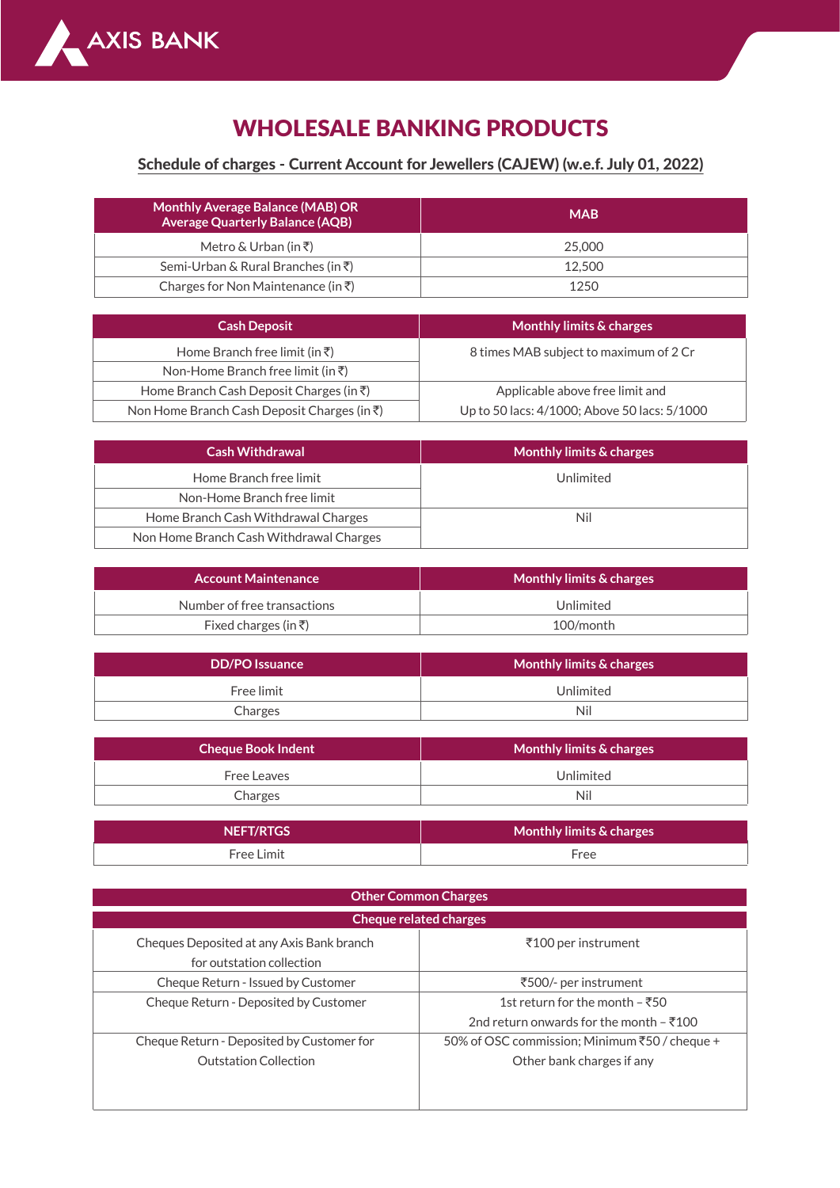# WHOLESALE BANKING PRODUCTS

## Schedule of charges - Current Account for Jewellers (CAJEW) (w.e.f. July 01, 2022)

| Monthly Average Balance (MAB) OR Average Quarterly Balance (AQB) | MAB |
|---|---|
| Metro & Urban (in ₹) | 25,000 |
| Semi-Urban & Rural Branches (in ₹) | 12,500 |
| Charges for Non Maintenance (in ₹) | 1250 |

| Cash Deposit | Monthly limits & charges |
|---|---|
| Home Branch free limit (in ₹) | 8 times MAB subject to maximum of 2 Cr |
| Non-Home Branch free limit (in ₹) | |
| Home Branch Cash Deposit Charges (in ₹) | Applicable above free limit and |
| Non Home Branch Cash Deposit Charges (in ₹) | Up to 50 lacs: 4/1000; Above 50 lacs: 5/1000 |

| Cash Withdrawal | Monthly limits & charges |
|---|---|
| Home Branch free limit | Unlimited |
| Non-Home Branch free limit | |
| Home Branch Cash Withdrawal Charges | Nil |
| Non Home Branch Cash Withdrawal Charges | |

| Account Maintenance | Monthly limits & charges |
|---|---|
| Number of free transactions | Unlimited |
| Fixed charges (in ₹) | 100/month |

| DD/PO Issuance | Monthly limits & charges |
|---|---|
| Free limit | Unlimited |
| Charges | Nil |

| Cheque Book Indent | Monthly limits & charges |
|---|---|
| Free Leaves | Unlimited |
| Charges | Nil |

| NEFT/RTGS | Monthly limits & charges |
|---|---|
| Free Limit | Free |

| Other Common Charges | |
|---|---|
| **Cheque related charges** | |
| Cheques Deposited at any Axis Bank branch for outstation collection | ₹100 per instrument |
| Cheque Return - Issued by Customer | ₹500/- per instrument |
| Cheque Return - Deposited by Customer | 1st return for the month – ₹50<br>2nd return onwards for the month – ₹100 |
| Cheque Return - Deposited by Customer for Outstation Collection | 50% of OSC commission; Minimum ₹50 / cheque + Other bank charges if any |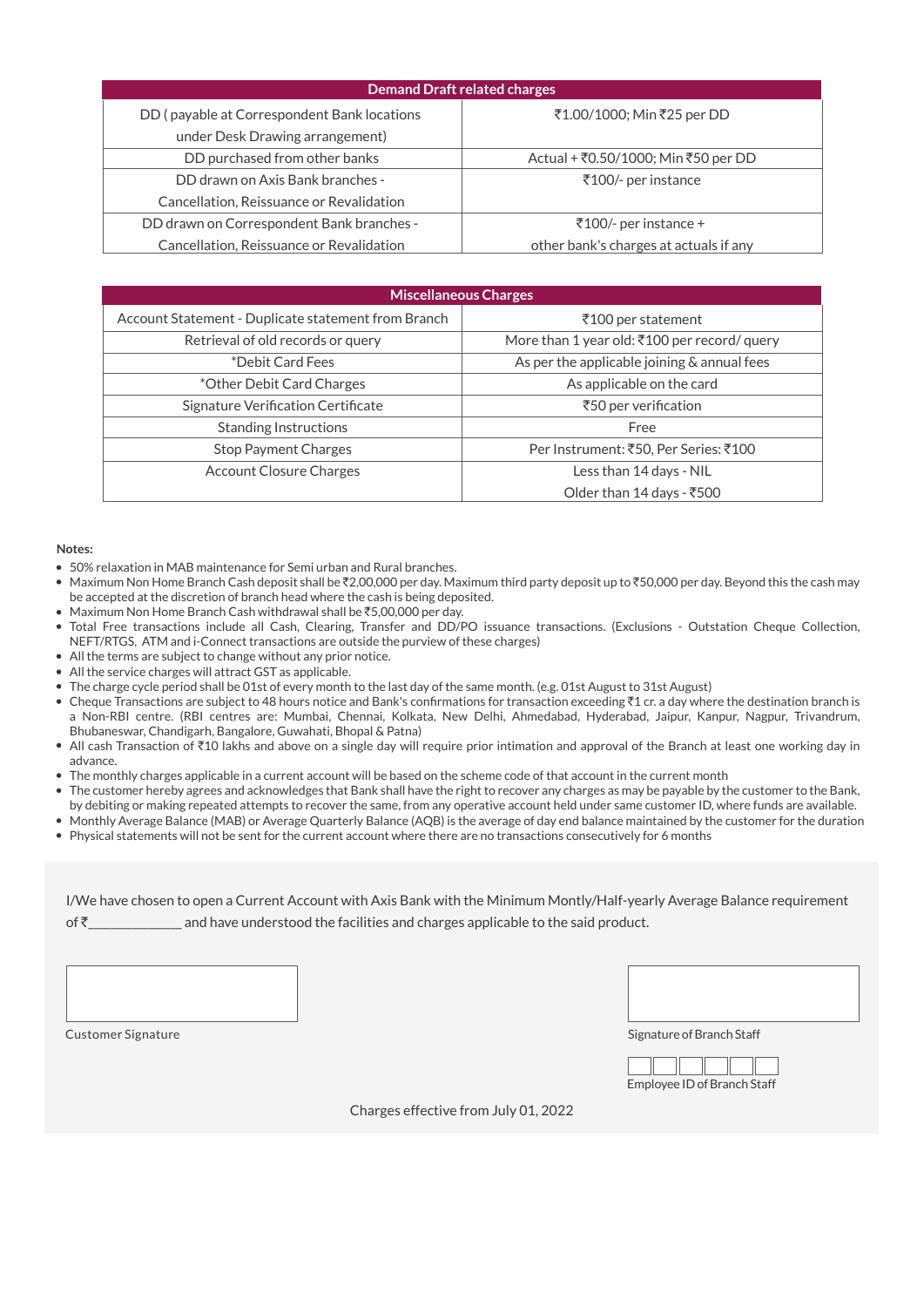| Demand Draft related charges | |
|---|---|
| DD ( payable at Correspondent Bank locations under Desk Drawing arrangement) | ₹1.00/1000; Min ₹25 per DD |
| DD purchased from other banks | Actual + ₹0.50/1000; Min ₹50 per DD |
| DD drawn on Axis Bank branches - Cancellation, Reissuance or Revalidation | ₹100/- per instance |
| DD drawn on Correspondent Bank branches - Cancellation, Reissuance or Revalidation | ₹100/- per instance + other bank's charges at actuals if any |

| Miscellaneous Charges | |
|---|---|
| Account Statement - Duplicate statement from Branch | ₹100 per statement |
| Retrieval of old records or query | More than 1 year old: ₹100 per record/ query |
| *Debit Card Fees | As per the applicable joining & annual fees |
| *Other Debit Card Charges | As applicable on the card |
| Signature Verification Certificate | ₹50 per verification |
| Standing Instructions | Free |
| Stop Payment Charges | Per Instrument: ₹50, Per Series: ₹100 |
| Account Closure Charges | Less than 14 days - NIL<br>Older than 14 days - ₹500 |

**Notes:**

- 50% relaxation in MAB maintenance for Semi urban and Rural branches.
- Maximum Non Home Branch Cash deposit shall be ₹2,00,000 per day. Maximum third party deposit up to ₹50,000 per day. Beyond this the cash may be accepted at the discretion of branch head where the cash is being deposited.
- Maximum Non Home Branch Cash withdrawal shall be ₹5,00,000 per day.
- Total Free transactions include all Cash, Clearing, Transfer and DD/PO issuance transactions. (Exclusions - Outstation Cheque Collection, NEFT/RTGS, ATM and i-Connect transactions are outside the purview of these charges)
- All the terms are subject to change without any prior notice.
- All the service charges will attract GST as applicable.
- The charge cycle period shall be 01st of every month to the last day of the same month. (e.g. 01st August to 31st August)
- Cheque Transactions are subject to 48 hours notice and Bank's confirmations for transaction exceeding ₹1 cr. a day where the destination branch is a Non-RBI centre. (RBI centres are: Mumbai, Chennai, Kolkata, New Delhi, Ahmedabad, Hyderabad, Jaipur, Kanpur, Nagpur, Trivandrum, Bhubaneswar, Chandigarh, Bangalore, Guwahati, Bhopal & Patna)
- All cash Transaction of ₹10 lakhs and above on a single day will require prior intimation and approval of the Branch at least one working day in advance.
- The monthly charges applicable in a current account will be based on the scheme code of that account in the current month
- The customer hereby agrees and acknowledges that Bank shall have the right to recover any charges as may be payable by the customer to the Bank, by debiting or making repeated attempts to recover the same, from any operative account held under same customer ID, where funds are available.
- Monthly Average Balance (MAB) or Average Quarterly Balance (AQB) is the average of day end balance maintained by the customer for the duration
- Physical statements will not be sent for the current account where there are no transactions consecutively for 6 months

I/We have chosen to open a Current Account with Axis Bank with the Minimum Montly/Half-yearly Average Balance requirement of ₹_____________ and have understood the facilities and charges applicable to the said product.

Customer Signature

Signature of Branch Staff

Employee ID of Branch Staff

Charges effective from July 01, 2022